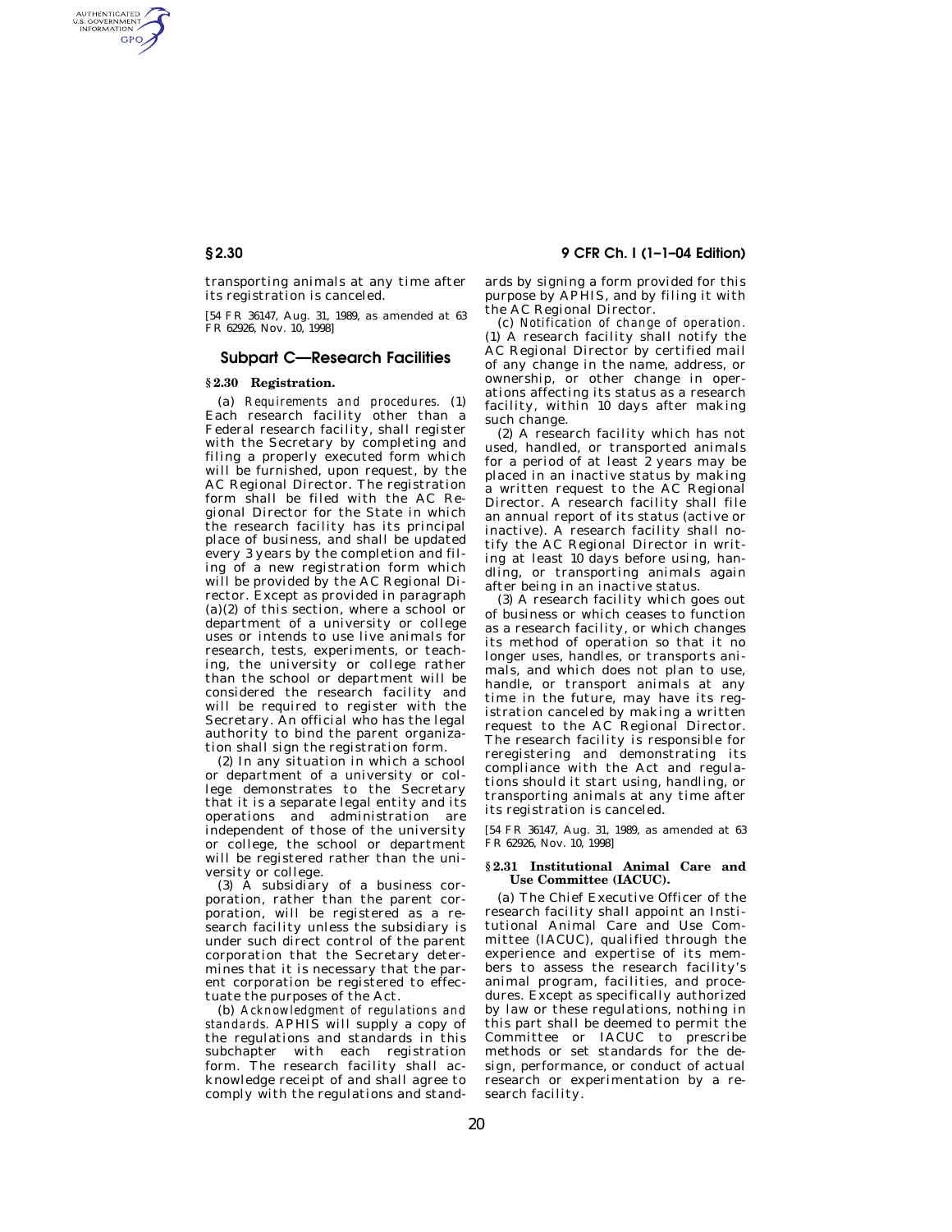transporting animals at any time after its registration is canceled.

[54 FR 36147, Aug. 31, 1989, as amended at 63 FR 62926, Nov. 10, 1998]

## Subpart C—Research Facilities

### § 2.30 Registration.

(a) *Requirements and procedures.* (1) Each research facility other than a Federal research facility, shall register with the Secretary by completing and filing a properly executed form which will be furnished, upon request, by the AC Regional Director. The registration form shall be filed with the AC Regional Director for the State in which the research facility has its principal place of business, and shall be updated every 3 years by the completion and filing of a new registration form which will be provided by the AC Regional Director. Except as provided in paragraph (a)(2) of this section, where a school or department of a university or college uses or intends to use live animals for research, tests, experiments, or teaching, the university or college rather than the school or department will be considered the research facility and will be required to register with the Secretary. An official who has the legal authority to bind the parent organization shall sign the registration form.

(2) In any situation in which a school or department of a university or college demonstrates to the Secretary that it is a separate legal entity and its operations and administration are independent of those of the university or college, the school or department will be registered rather than the university or college.

(3) A subsidiary of a business corporation, rather than the parent corporation, will be registered as a research facility unless the subsidiary is under such direct control of the parent corporation that the Secretary determines that it is necessary that the parent corporation be registered to effectuate the purposes of the Act.

(b) *Acknowledgment of regulations and standards.* APHIS will supply a copy of the regulations and standards in this subchapter with each registration form. The research facility shall acknowledge receipt of and shall agree to comply with the regulations and standards by signing a form provided for this purpose by APHIS, and by filing it with the AC Regional Director.

(c) *Notification of change of operation.* (1) A research facility shall notify the AC Regional Director by certified mail of any change in the name, address, or ownership, or other change in operations affecting its status as a research facility, within 10 days after making such change.

(2) A research facility which has not used, handled, or transported animals for a period of at least 2 years may be placed in an inactive status by making a written request to the AC Regional Director. A research facility shall file an annual report of its status (active or inactive). A research facility shall notify the AC Regional Director in writing at least 10 days before using, handling, or transporting animals again after being in an inactive status.

(3) A research facility which goes out of business or which ceases to function as a research facility, or which changes its method of operation so that it no longer uses, handles, or transports animals, and which does not plan to use, handle, or transport animals at any time in the future, may have its registration canceled by making a written request to the AC Regional Director. The research facility is responsible for reregistering and demonstrating its compliance with the Act and regulations should it start using, handling, or transporting animals at any time after its registration is canceled.

[54 FR 36147, Aug. 31, 1989, as amended at 63 FR 62926, Nov. 10, 1998]

### § 2.31 Institutional Animal Care and Use Committee (IACUC).

(a) The Chief Executive Officer of the research facility shall appoint an Institutional Animal Care and Use Committee (IACUC), qualified through the experience and expertise of its members to assess the research facility's animal program, facilities, and procedures. Except as specifically authorized by law or these regulations, nothing in this part shall be deemed to permit the Committee or IACUC to prescribe methods or set standards for the design, performance, or conduct of actual research or experimentation by a research facility.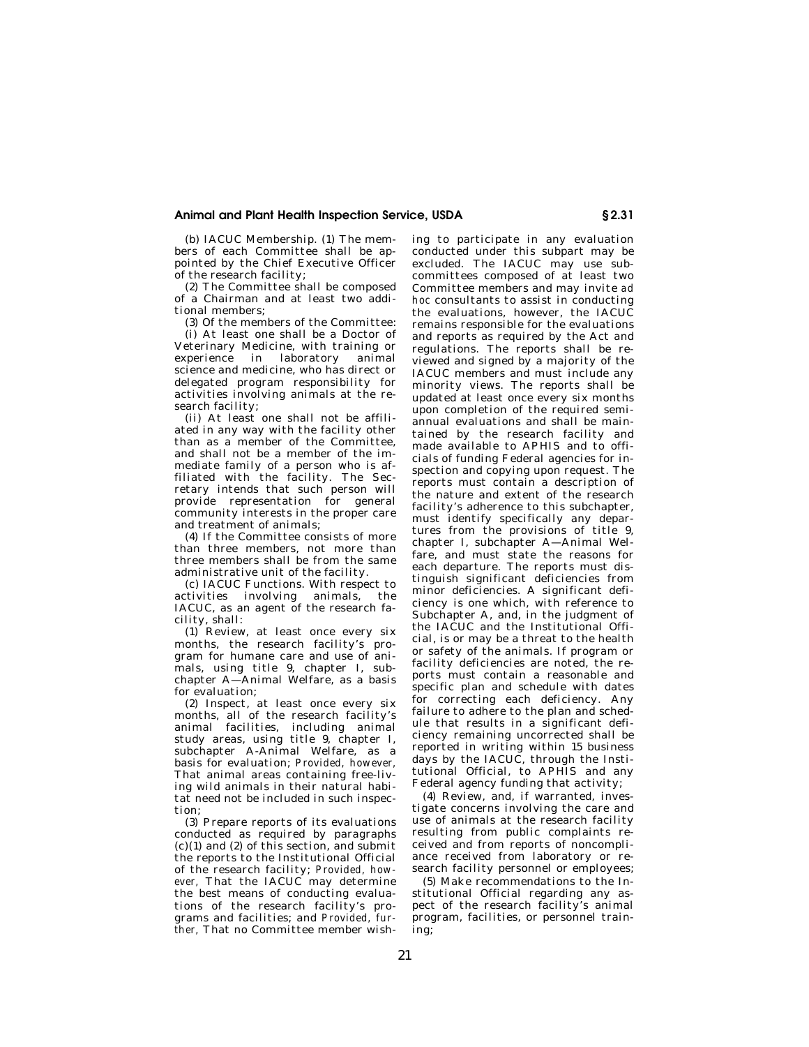(b) IACUC Membership. (1) The members of each Committee shall be appointed by the Chief Executive Officer of the research facility;

(2) The Committee shall be composed of a Chairman and at least two additional members;

(3) Of the members of the Committee:

(i) At least one shall be a Doctor of Veterinary Medicine, with training or experience in laboratory animal science and medicine, who has direct or delegated program responsibility for activities involving animals at the research facility;

(ii) At least one shall not be affiliated in any way with the facility other than as a member of the Committee, and shall not be a member of the immediate family of a person who is affiliated with the facility. The Secretary intends that such person will provide representation for general community interests in the proper care and treatment of animals;

(4) If the Committee consists of more than three members, not more than three members shall be from the same administrative unit of the facility.

(c) IACUC Functions. With respect to activities involving animals, the IACUC, as an agent of the research facility, shall:

(1) Review, at least once every six months, the research facility's program for humane care and use of animals, using title 9, chapter I, subchapter A—Animal Welfare, as a basis for evaluation;

(2) Inspect, at least once every six months, all of the research facility's animal facilities, including animal study areas, using title 9, chapter I, subchapter A-Animal Welfare, as a basis for evaluation; *Provided, however,* That animal areas containing free-living wild animals in their natural habitat need not be included in such inspection;

(3) Prepare reports of its evaluations conducted as required by paragraphs (c)(1) and (2) of this section, and submit the reports to the Institutional Official of the research facility; *Provided, however,* That the IACUC may determine the best means of conducting evaluations of the research facility's programs and facilities; and *Provided, further,* That no Committee member wishing to participate in any evaluation conducted under this subpart may be excluded. The IACUC may use subcommittees composed of at least two Committee members and may invite *ad hoc* consultants to assist in conducting the evaluations, however, the IACUC remains responsible for the evaluations and reports as required by the Act and regulations. The reports shall be reviewed and signed by a majority of the IACUC members and must include any minority views. The reports shall be updated at least once every six months upon completion of the required semiannual evaluations and shall be maintained by the research facility and made available to APHIS and to officials of funding Federal agencies for inspection and copying upon request. The reports must contain a description of the nature and extent of the research facility's adherence to this subchapter, must identify specifically any departures from the provisions of title 9, chapter I, subchapter A—Animal Welfare, and must state the reasons for each departure. The reports must distinguish significant deficiencies from minor deficiencies. A significant deficiency is one which, with reference to Subchapter A, and, in the judgment of the IACUC and the Institutional Official, is or may be a threat to the health or safety of the animals. If program or facility deficiencies are noted, the reports must contain a reasonable and specific plan and schedule with dates for correcting each deficiency. Any failure to adhere to the plan and schedule that results in a significant deficiency remaining uncorrected shall be reported in writing within 15 business days by the IACUC, through the Institutional Official, to APHIS and any Federal agency funding that activity;

(4) Review, and, if warranted, investigate concerns involving the care and use of animals at the research facility resulting from public complaints received and from reports of noncompliance received from laboratory or research facility personnel or employees;

(5) Make recommendations to the Institutional Official regarding any aspect of the research facility's animal program, facilities, or personnel training;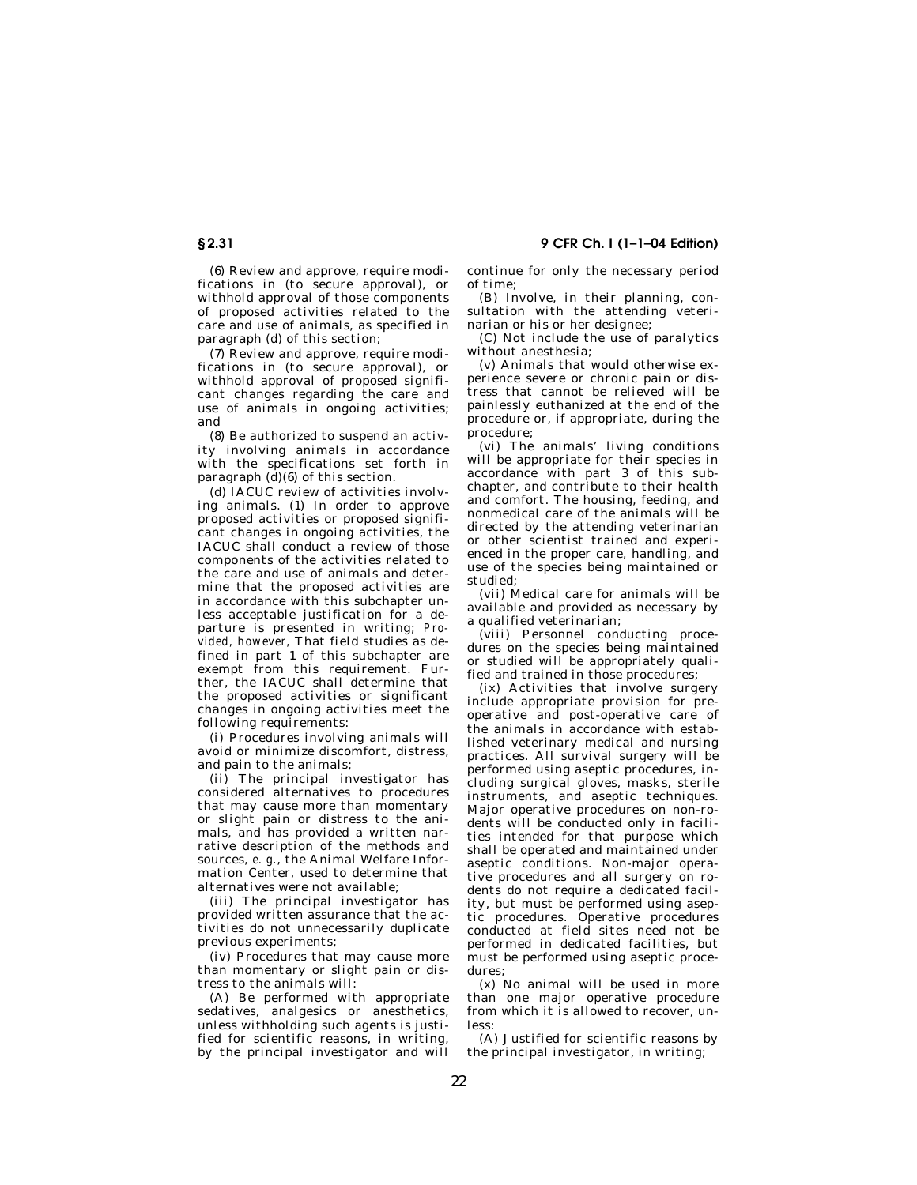(6) Review and approve, require modifications in (to secure approval), or withhold approval of those components of proposed activities related to the care and use of animals, as specified in paragraph (d) of this section;

(7) Review and approve, require modifications in (to secure approval), or withhold approval of proposed significant changes regarding the care and use of animals in ongoing activities; and

(8) Be authorized to suspend an activity involving animals in accordance with the specifications set forth in paragraph (d)(6) of this section.

(d) *IACUC review of activities involving animals.* (1) In order to approve proposed activities or proposed significant changes in ongoing activities, the IACUC shall conduct a review of those components of the activities related to the care and use of animals and determine that the proposed activities are in accordance with this subchapter unless acceptable justification for a departure is presented in writing; *Provided, however,* That field studies as defined in part 1 of this subchapter are exempt from this requirement. Further, the IACUC shall determine that the proposed activities or significant changes in ongoing activities meet the following requirements:

(i) Procedures involving animals will avoid or minimize discomfort, distress, and pain to the animals;

(ii) The principal investigator has considered alternatives to procedures that may cause more than momentary or slight pain or distress to the animals, and has provided a written narrative description of the methods and sources, *e. g.*, the Animal Welfare Information Center, used to determine that alternatives were not available;

(iii) The principal investigator has provided written assurance that the activities do not unnecessarily duplicate previous experiments;

(iv) Procedures that may cause more than momentary or slight pain or distress to the animals will:

(A) Be performed with appropriate sedatives, analgesics or anesthetics, unless withholding such agents is justified for scientific reasons, in writing, by the principal investigator and will continue for only the necessary period of time;

(B) Involve, in their planning, consultation with the attending veterinarian or his or her designee;

(C) Not include the use of paralytics without anesthesia;

(v) Animals that would otherwise experience severe or chronic pain or distress that cannot be relieved will be painlessly euthanized at the end of the procedure or, if appropriate, during the procedure;

(vi) The animals' living conditions will be appropriate for their species in accordance with part 3 of this subchapter, and contribute to their health and comfort. The housing, feeding, and nonmedical care of the animals will be directed by the attending veterinarian or other scientist trained and experienced in the proper care, handling, and use of the species being maintained or studied;

(vii) Medical care for animals will be available and provided as necessary by a qualified veterinarian;

(viii) Personnel conducting procedures on the species being maintained or studied will be appropriately qualified and trained in those procedures;

(ix) Activities that involve surgery include appropriate provision for pre-operative and post-operative care of the animals in accordance with established veterinary medical and nursing practices. All survival surgery will be performed using aseptic procedures, including surgical gloves, masks, sterile instruments, and aseptic techniques. Major operative procedures on non-rodents will be conducted only in facilities intended for that purpose which shall be operated and maintained under aseptic conditions. Non-major operative procedures and all surgery on rodents do not require a dedicated facility, but must be performed using aseptic procedures. Operative procedures conducted at field sites need not be performed in dedicated facilities, but must be performed using aseptic procedures;

(x) No animal will be used in more than one major operative procedure from which it is allowed to recover, unless:

(A) Justified for scientific reasons by the principal investigator, in writing;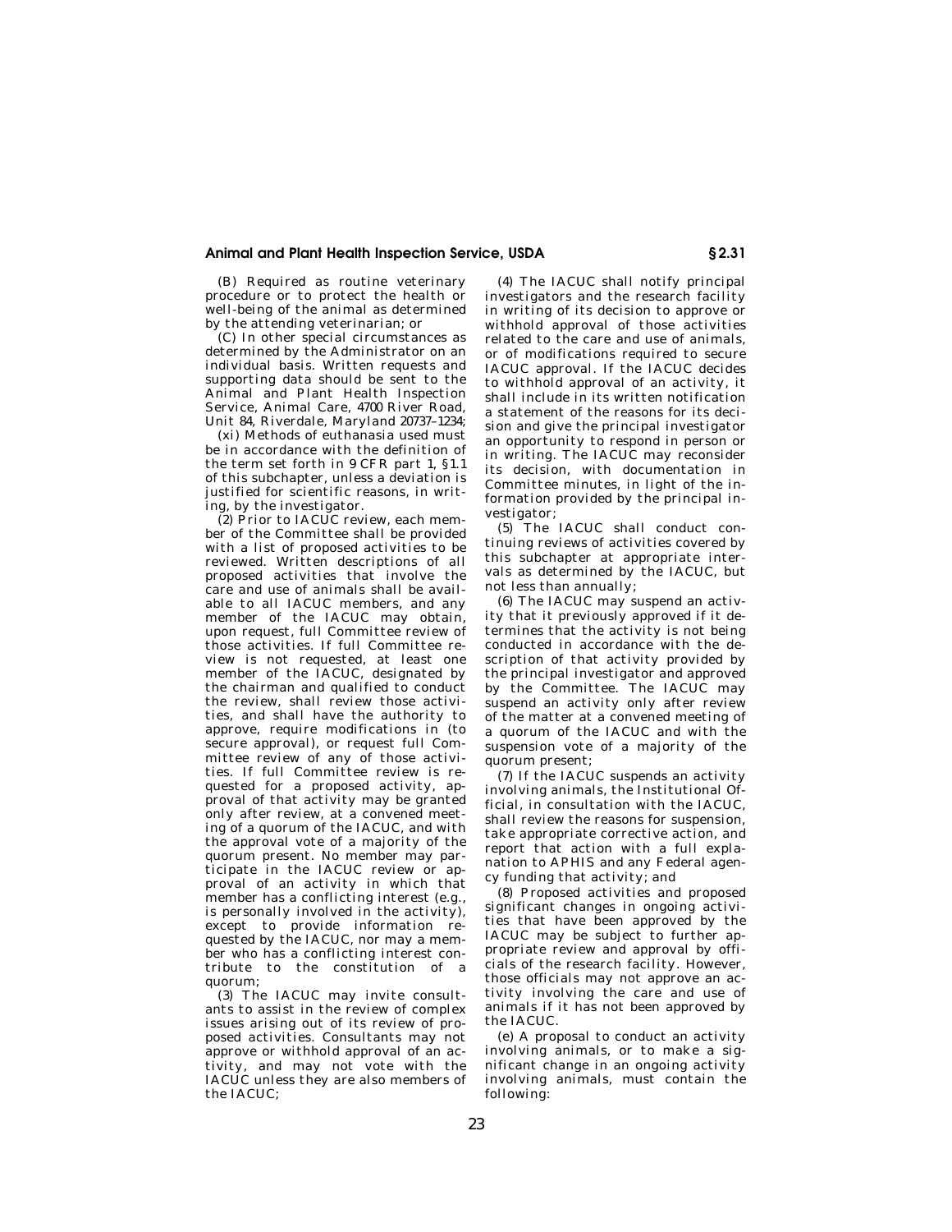(B) Required as routine veterinary procedure or to protect the health or well-being of the animal as determined by the attending veterinarian; or

(C) In other special circumstances as determined by the Administrator on an individual basis. Written requests and supporting data should be sent to the Animal and Plant Health Inspection Service, Animal Care, 4700 River Road, Unit 84, Riverdale, Maryland 20737–1234;

(xi) Methods of euthanasia used must be in accordance with the definition of the term set forth in 9 CFR part 1, §1.1 of this subchapter, unless a deviation is justified for scientific reasons, in writing, by the investigator.

(2) Prior to IACUC review, each member of the Committee shall be provided with a list of proposed activities to be reviewed. Written descriptions of all proposed activities that involve the care and use of animals shall be available to all IACUC members, and any member of the IACUC may obtain, upon request, full Committee review of those activities. If full Committee review is not requested, at least one member of the IACUC, designated by the chairman and qualified to conduct the review, shall review those activities, and shall have the authority to approve, require modifications in (to secure approval), or request full Committee review of any of those activities. If full Committee review is requested for a proposed activity, approval of that activity may be granted only after review, at a convened meeting of a quorum of the IACUC, and with the approval vote of a majority of the quorum present. No member may participate in the IACUC review or approval of an activity in which that member has a conflicting interest (e.g., is personally involved in the activity), except to provide information requested by the IACUC, nor may a member who has a conflicting interest contribute to the constitution of a quorum;

(3) The IACUC may invite consultants to assist in the review of complex issues arising out of its review of proposed activities. Consultants may not approve or withhold approval of an activity, and may not vote with the IACUC unless they are also members of the IACUC;

(4) The IACUC shall notify principal investigators and the research facility in writing of its decision to approve or withhold approval of those activities related to the care and use of animals, or of modifications required to secure IACUC approval. If the IACUC decides to withhold approval of an activity, it shall include in its written notification a statement of the reasons for its decision and give the principal investigator an opportunity to respond in person or in writing. The IACUC may reconsider its decision, with documentation in Committee minutes, in light of the information provided by the principal investigator;

(5) The IACUC shall conduct continuing reviews of activities covered by this subchapter at appropriate intervals as determined by the IACUC, but not less than annually;

(6) The IACUC may suspend an activity that it previously approved if it determines that the activity is not being conducted in accordance with the description of that activity provided by the principal investigator and approved by the Committee. The IACUC may suspend an activity only after review of the matter at a convened meeting of a quorum of the IACUC and with the suspension vote of a majority of the quorum present;

(7) If the IACUC suspends an activity involving animals, the Institutional Official, in consultation with the IACUC, shall review the reasons for suspension, take appropriate corrective action, and report that action with a full explanation to APHIS and any Federal agency funding that activity; and

(8) Proposed activities and proposed significant changes in ongoing activities that have been approved by the IACUC may be subject to further appropriate review and approval by officials of the research facility. However, those officials may not approve an activity involving the care and use of animals if it has not been approved by the IACUC.

(e) A proposal to conduct an activity involving animals, or to make a significant change in an ongoing activity involving animals, must contain the following: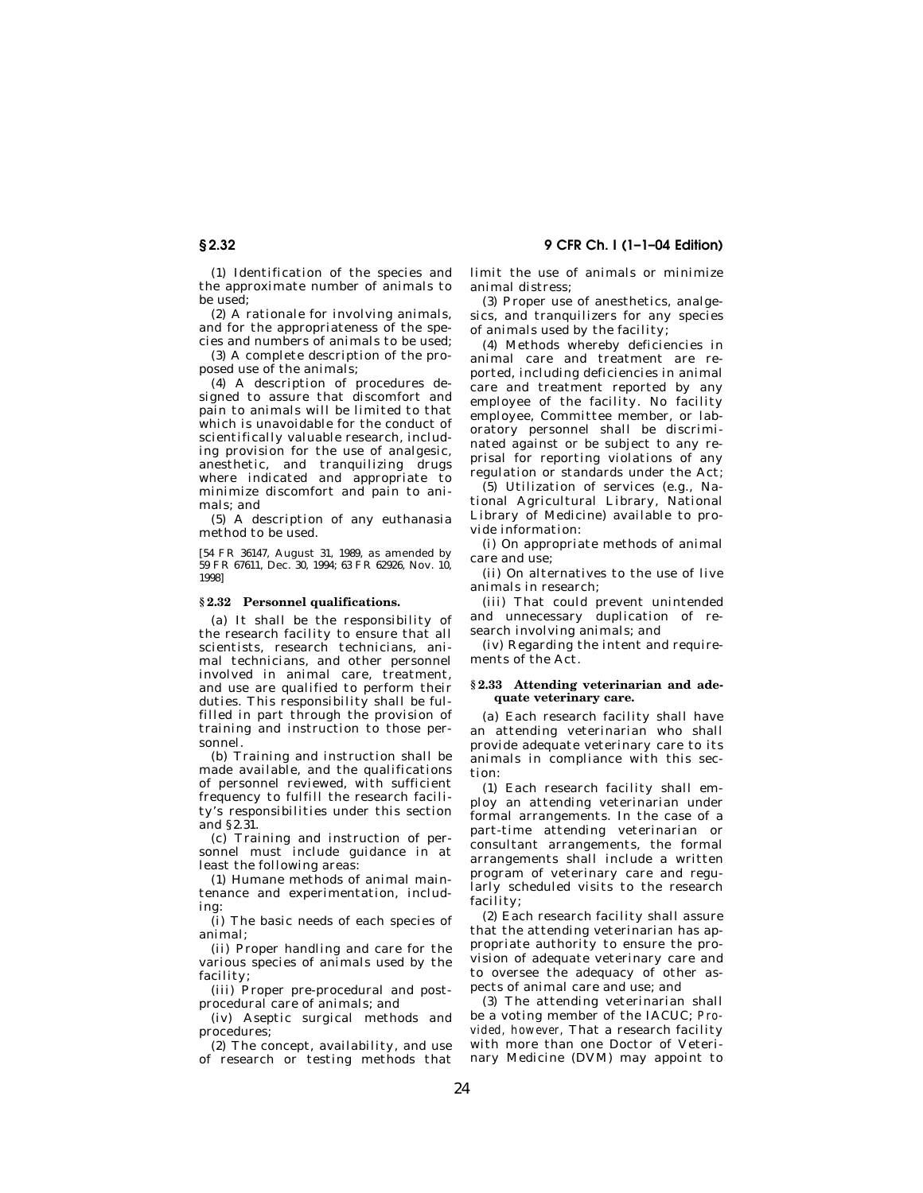(1) Identification of the species and the approximate number of animals to be used;

(2) A rationale for involving animals, and for the appropriateness of the species and numbers of animals to be used;

(3) A complete description of the proposed use of the animals;

(4) A description of procedures designed to assure that discomfort and pain to animals will be limited to that which is unavoidable for the conduct of scientifically valuable research, including provision for the use of analgesic, anesthetic, and tranquilizing drugs where indicated and appropriate to minimize discomfort and pain to animals; and

(5) A description of any euthanasia method to be used.

[54 FR 36147, August 31, 1989, as amended by 59 FR 67611, Dec. 30, 1994; 63 FR 62926, Nov. 10, 1998]

### § 2.32 Personnel qualifications.

(a) It shall be the responsibility of the research facility to ensure that all scientists, research technicians, animal technicians, and other personnel involved in animal care, treatment, and use are qualified to perform their duties. This responsibility shall be fulfilled in part through the provision of training and instruction to those personnel.

(b) Training and instruction shall be made available, and the qualifications of personnel reviewed, with sufficient frequency to fulfill the research facility's responsibilities under this section and § 2.31.

(c) Training and instruction of personnel must include guidance in at least the following areas:

(1) Humane methods of animal maintenance and experimentation, including:

(i) The basic needs of each species of animal;

(ii) Proper handling and care for the various species of animals used by the facility;

(iii) Proper pre-procedural and post-procedural care of animals; and

(iv) Aseptic surgical methods and procedures;

(2) The concept, availability, and use of research or testing methods that limit the use of animals or minimize animal distress;

(3) Proper use of anesthetics, analgesics, and tranquilizers for any species of animals used by the facility;

(4) Methods whereby deficiencies in animal care and treatment are reported, including deficiencies in animal care and treatment reported by any employee of the facility. No facility employee, Committee member, or laboratory personnel shall be discriminated against or be subject to any reprisal for reporting violations of any regulation or standards under the Act;

(5) Utilization of services (e.g., National Agricultural Library, National Library of Medicine) available to provide information:

(i) On appropriate methods of animal care and use;

(ii) On alternatives to the use of live animals in research;

(iii) That could prevent unintended and unnecessary duplication of research involving animals; and

(iv) Regarding the intent and requirements of the Act.

### § 2.33 Attending veterinarian and adequate veterinary care.

(a) Each research facility shall have an attending veterinarian who shall provide adequate veterinary care to its animals in compliance with this section:

(1) Each research facility shall employ an attending veterinarian under formal arrangements. In the case of a part-time attending veterinarian or consultant arrangements, the formal arrangements shall include a written program of veterinary care and regularly scheduled visits to the research facility;

(2) Each research facility shall assure that the attending veterinarian has appropriate authority to ensure the provision of adequate veterinary care and to oversee the adequacy of other aspects of animal care and use; and

(3) The attending veterinarian shall be a voting member of the IACUC; *Provided, however,* That a research facility with more than one Doctor of Veterinary Medicine (DVM) may appoint to